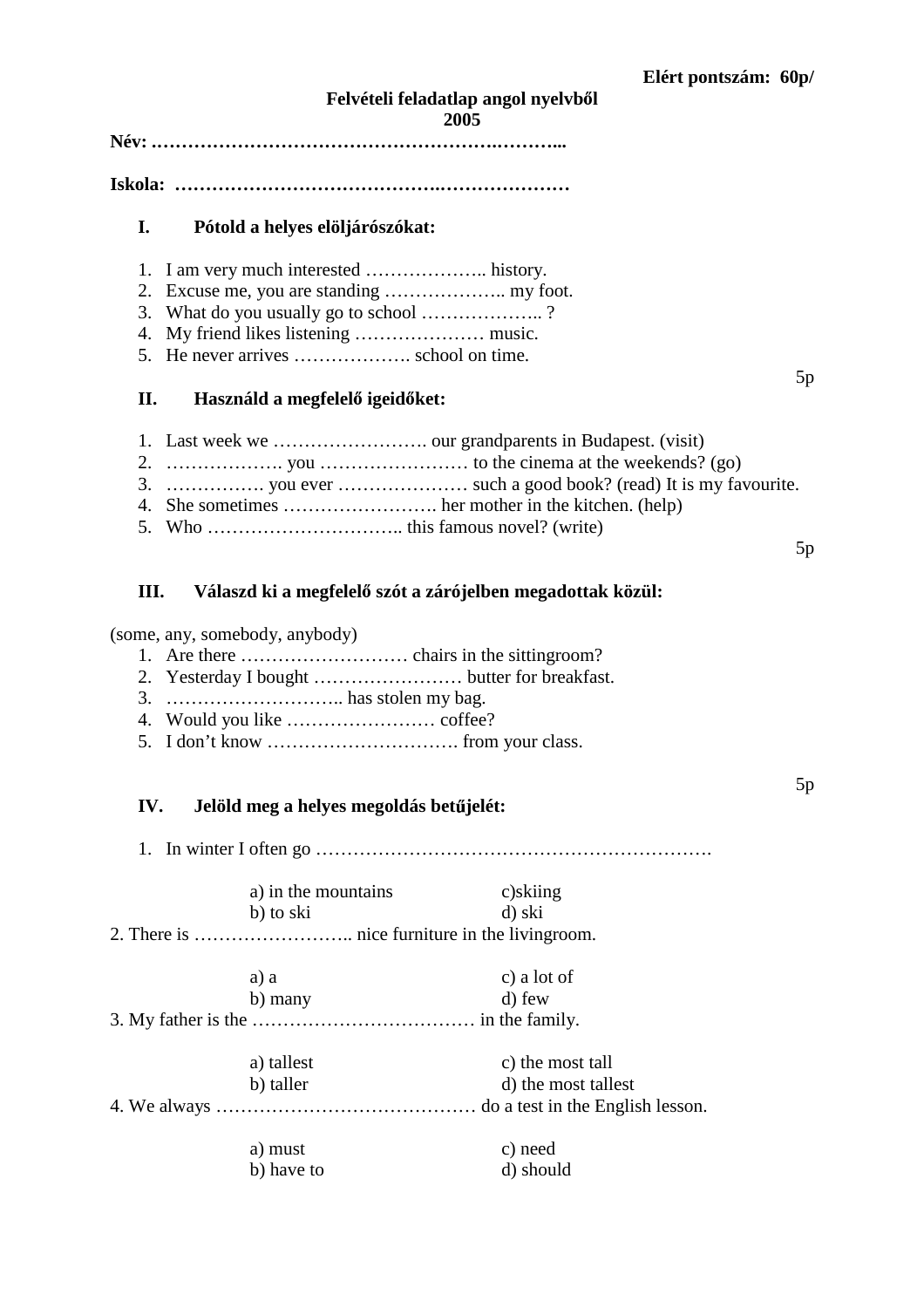**Elért pontszám: 60p/**

**Felvételi feladatlap angol nyelvből**
**2005**

**Név: …………………………………………………….………...**

**Iskola: ……………………………………….…………………**

### I. Pótold a helyes elöljárószókat:

1. I am very much interested ……………….. history.
2. Excuse me, you are standing ……………….. my foot.
3. What do you usually go to school ……………….. ?
4. My friend likes listening ………………… music.
5. He never arrives ………………. school on time.

5p

### II. Használd a megfelelő igeidőket:

1. Last week we ……………………. our grandparents in Budapest. (visit)
2. ………………. you …………………… to the cinema at the weekends? (go)
3. ……………. you ever ………………… such a good book? (read) It is my favourite.
4. She sometimes ……………………. her mother in the kitchen. (help)
5. Who ………………………….. this famous novel? (write)

5p

### III. Válaszd ki a megfelelő szót a zárójelben megadottak közül:

(some, any, somebody, anybody)

1. Are there ……………………… chairs in the sittingroom?
2. Yesterday I bought …………………… butter for breakfast.
3. ……………………….. has stolen my bag.
4. Would you like …………………… coffee?
5. I don't know …………………………. from your class.

5p

### IV. Jelöld meg a helyes megoldás betűjelét:

1. In winter I often go ……………………………………………………….

   a) in the mountains
   b) to ski
   c)skiing
   d) ski

2. There is …………………….. nice furniture in the livingroom.

   a) a
   b) many
   c) a lot of
   d) few

3. My father is the ……………………………… in the family.

   a) tallest
   b) taller
   c) the most tall
   d) the most tallest

4. We always …………………………………… do a test in the English lesson.

   a) must
   b) have to
   c) need
   d) should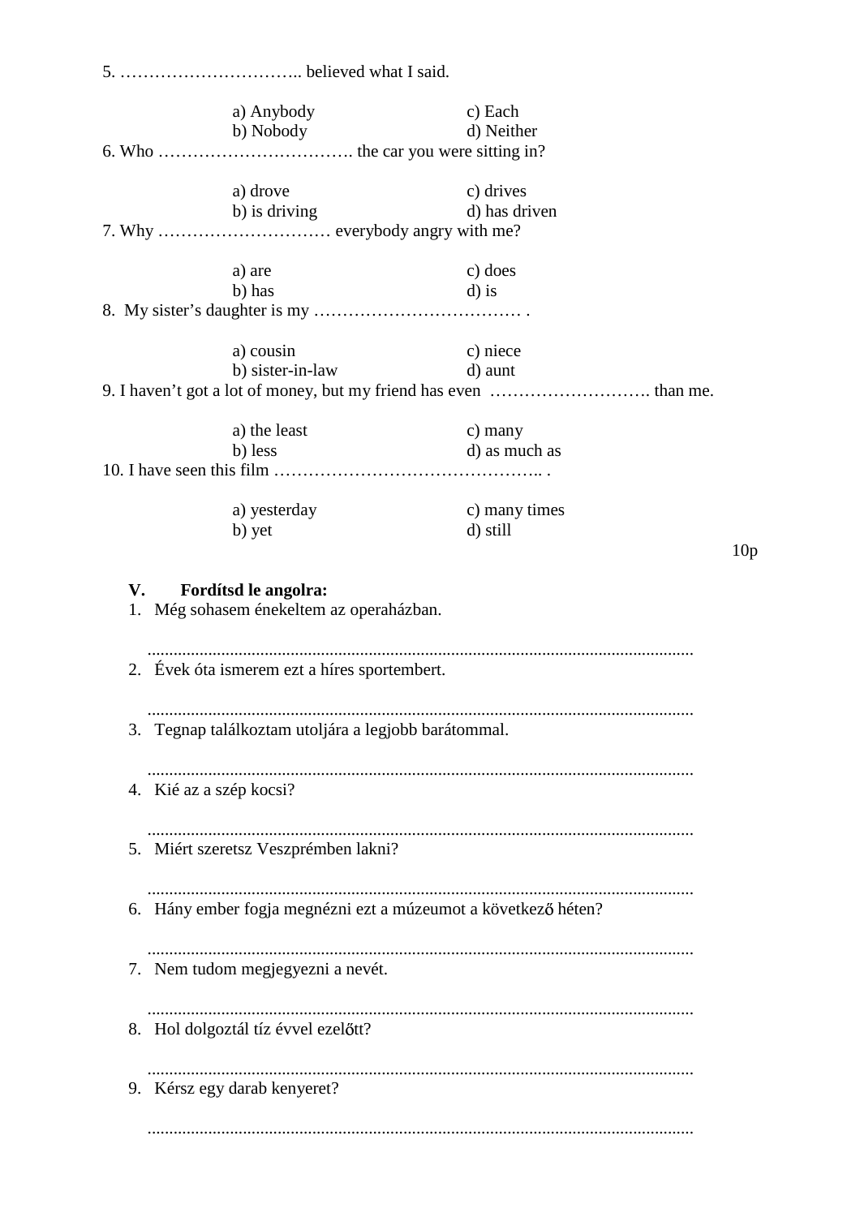5. ………………………….. believed what I said.

a) Anybody c) Each
b) Nobody d) Neither

6. Who ……………………………. the car you were sitting in?

a) drove c) drives
b) is driving d) has driven

7. Why ………………………… everybody angry with me?

a) are c) does
b) has d) is

8. My sister's daughter is my ………………………………. .

a) cousin c) niece
b) sister-in-law d) aunt

9. I haven't got a lot of money, but my friend has even ………………………. than me.

a) the least c) many
b) less d) as much as

10. I have seen this film ……………………………………….. .

a) yesterday c) many times
b) yet d) still

10p

**V. Fordítsd le angolra:**

1. Még sohasem énekeltem az operaházban.

   ..........................................................................................................................

2. Évek óta ismerem ezt a híres sportembert.

   ..........................................................................................................................

3. Tegnap találkoztam utoljára a legjobb barátommal.

   ..........................................................................................................................

4. Kié az a szép kocsi?

   ..........................................................................................................................

5. Miért szeretsz Veszprémben lakni?

   ..........................................................................................................................

6. Hány ember fogja megnézni ezt a múzeumot a következő héten?

   ..........................................................................................................................

7. Nem tudom megjegyezni a nevét.

   ..........................................................................................................................

8. Hol dolgoztál tíz évvel ezelőtt?

   ..........................................................................................................................

9. Kérsz egy darab kenyeret?

   ..........................................................................................................................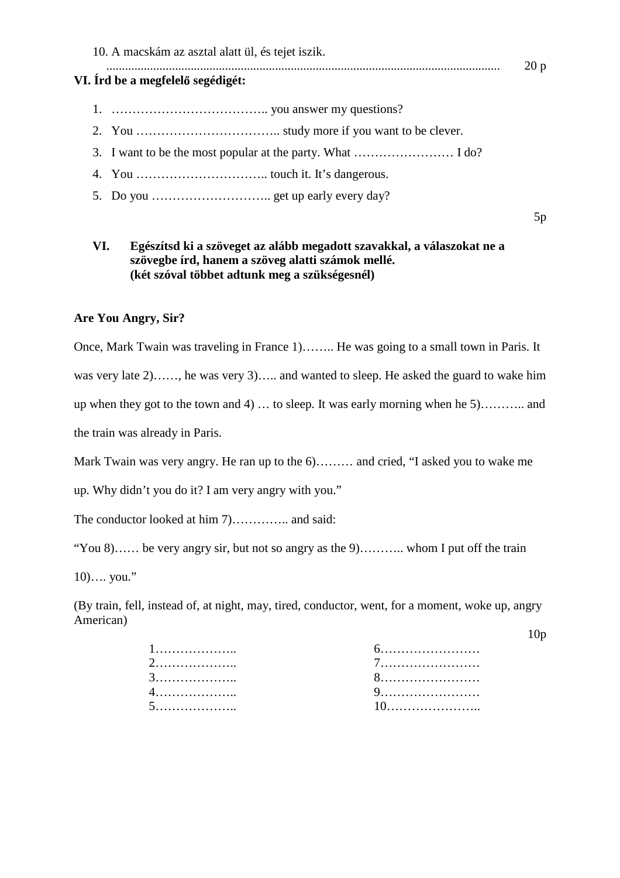10. A macskám az asztal alatt ül, és tejet iszik.

............................................................................................................................ 20 p

**VI. Írd be a megfelelő segédigét:**

1. ……………………………….. you answer my questions?
2. You …………………………….. study more if you want to be clever.
3. I want to be the most popular at the party. What …………………… I do?
4. You ………………………….. touch it. It's dangerous.
5. Do you ……………………….. get up early every day?

5p

**VI. Egészítsd ki a szöveget az alább megadott szavakkal, a válaszokat ne a szövegbe írd, hanem a szöveg alatti számok mellé. (két szóval többet adtunk meg a szükségesnél)**

**Are You Angry, Sir?**

Once, Mark Twain was traveling in France 1)…….. He was going to a small town in Paris. It was very late 2)……, he was very 3)….. and wanted to sleep. He asked the guard to wake him up when they got to the town and 4) … to sleep. It was early morning when he 5)……….. and the train was already in Paris.

Mark Twain was very angry. He ran up to the 6)……… and cried, "I asked you to wake me up. Why didn't you do it? I am very angry with you."

The conductor looked at him 7)………….. and said:

"You 8)…… be very angry sir, but not so angry as the 9)……….. whom I put off the train 10)…. you."

(By train, fell, instead of, at night, may, tired, conductor, went, for a moment, woke up, angry American)

10p

| | |
|---|---|
| 1……………….. | 6…………………… |
| 2……………….. | 7…………………… |
| 3……………….. | 8…………………… |
| 4……………….. | 9…………………… |
| 5……………….. | 10………………….. |